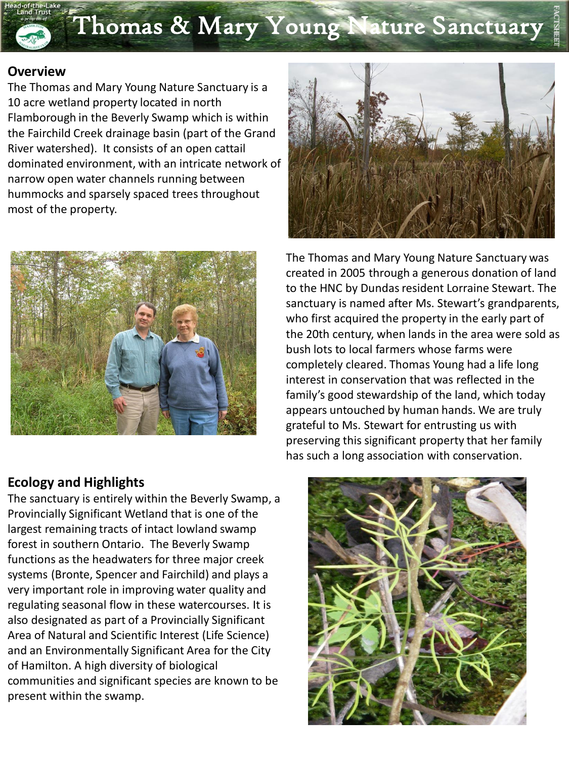# Thomas & Mary Young Nature Sanctuary

## Overview

The Thomas and Mary Young Nature Sanctuary is a 10 acre wetland property located in north Flamborough in the Beverly Swamp which is within the Fairchild Creek drainage basin (part of the Grand River watershed). It consists of an open cattail dominated environment, with an intricate network of narrow open water channels running between hummocks and sparsely spaced trees throughout most of the property.

The Thomas and Mary Young Nature Sanctuary was created in 2005 through a generous donation of land to the HNC by Dundas resident Lorraine Stewart. The sanctuary is named after Ms. Stewart's grandparents, who first acquired the property in the early part of the 20th century, when lands in the area were sold as bush lots to local farmers whose farms were completely cleared. Thomas Young had a life long interest in conservation that was reflected in the family's good stewardship of the land, which today appears untouched by human hands. We are truly grateful to Ms. Stewart for entrusting us with preserving this significant property that her family has such a long association with conservation.

## Ecology and Highlights

The sanctuary is entirely within the Beverly Swamp, a Provincially Significant Wetland that is one of the largest remaining tracts of intact lowland swamp forest in southern Ontario. The Beverly Swamp functions as the headwaters for three major creek systems (Bronte, Spencer and Fairchild) and plays a very important role in improving water quality and regulating seasonal flow in these watercourses. It is also designated as part of a Provincially Significant Area of Natural and Scientific Interest (Life Science) and an Environmentally Significant Area for the City of Hamilton. A high diversity of biological communities and significant species are known to be present within the swamp.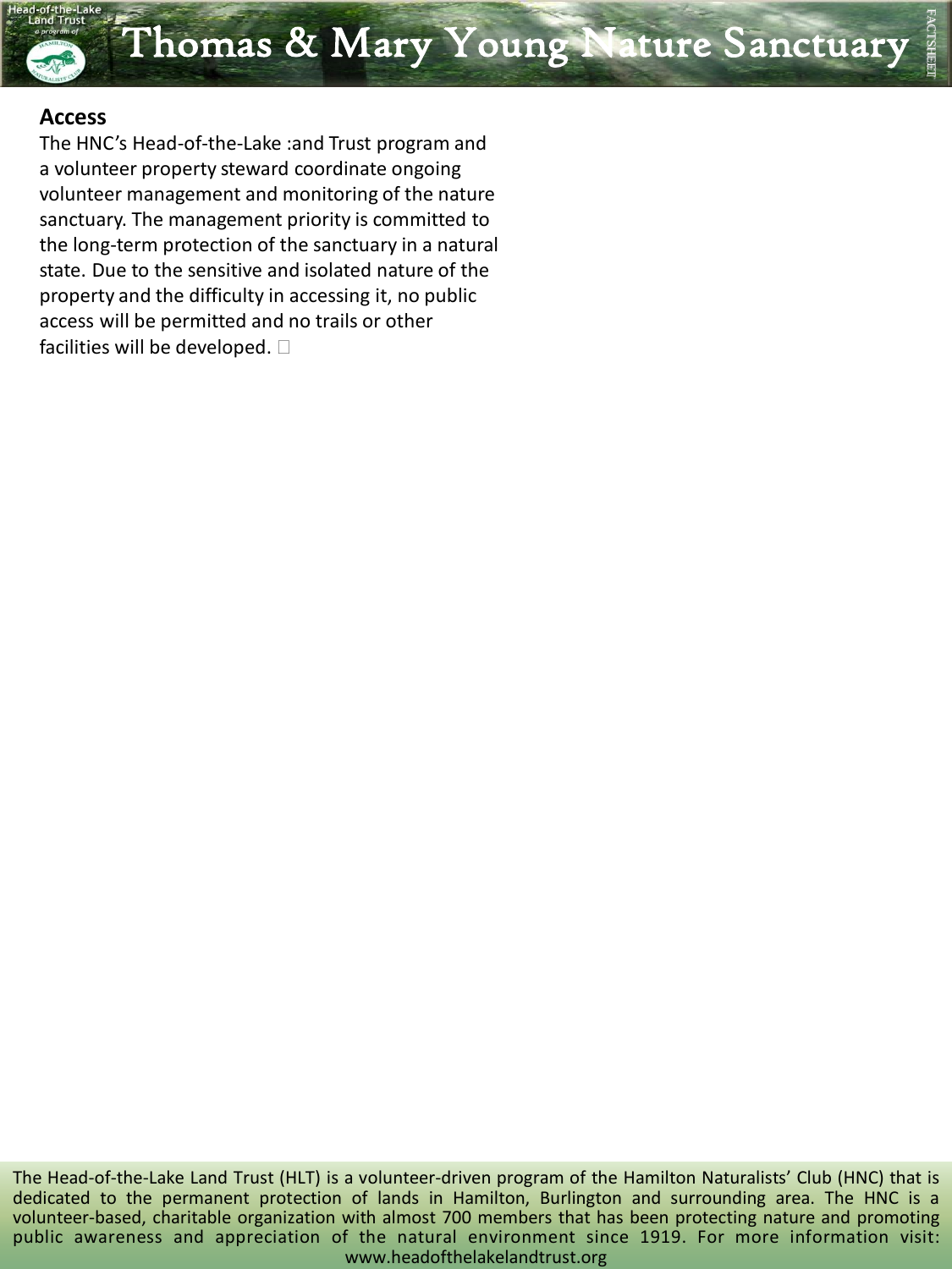## Access

The HNC's Head-of-the-Lake :and Trust program and a volunteer property steward coordinate ongoing volunteer management and monitoring of the nature sanctuary. The management priority is committed to the long-term protection of the sanctuary in a natural state. Due to the sensitive and isolated nature of the property and the difficulty in accessing it, no public access will be permitted and no trails or other facilities will be developed. 

The Head-of-the-Lake Land Trust (HLT) is a volunteer-driven program of the Hamilton Naturalists' Club (HNC) that is dedicated to the permanent protection of lands in Hamilton, Burlington and surrounding area. The HNC is a volunteer-based, charitable organization with almost 700 members that has been protecting nature and promoting public awareness and appreciation of the natural environment since 1919. For more information visit: www.headofthelakelandtrust.org